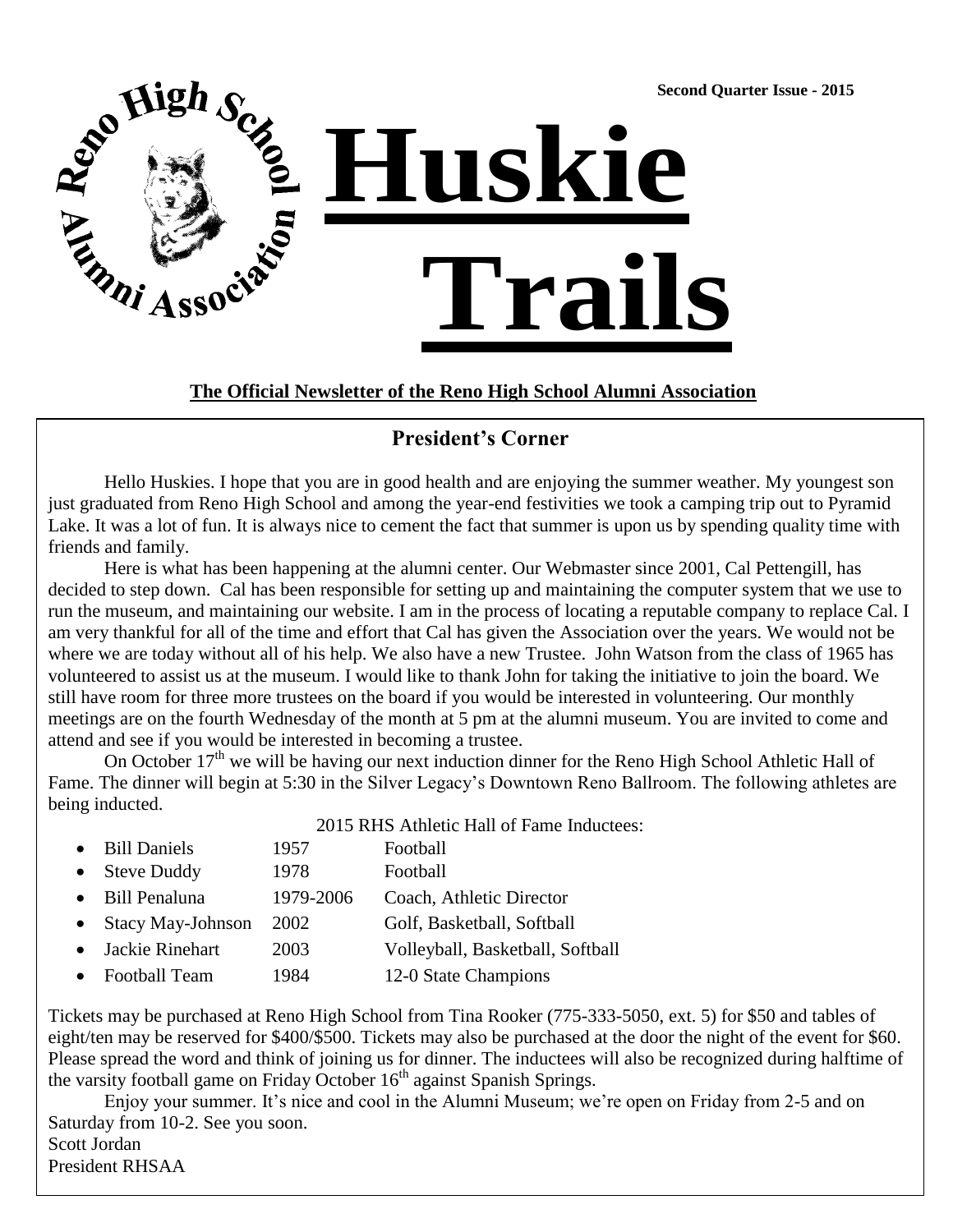Second Quarter Issue - 2015

# Huskie Trails

**The Official Newsletter of the Reno High School Alumni Association**

## President's Corner

Hello Huskies. I hope that you are in good health and are enjoying the summer weather. My youngest son just graduated from Reno High School and among the year-end festivities we took a camping trip out to Pyramid Lake. It was a lot of fun. It is always nice to cement the fact that summer is upon us by spending quality time with friends and family.

Here is what has been happening at the alumni center. Our Webmaster since 2001, Cal Pettengill, has decided to step down. Cal has been responsible for setting up and maintaining the computer system that we use to run the museum, and maintaining our website. I am in the process of locating a reputable company to replace Cal. I am very thankful for all of the time and effort that Cal has given the Association over the years. We would not be where we are today without all of his help. We also have a new Trustee. John Watson from the class of 1965 has volunteered to assist us at the museum. I would like to thank John for taking the initiative to join the board. We still have room for three more trustees on the board if you would be interested in volunteering. Our monthly meetings are on the fourth Wednesday of the month at 5 pm at the alumni museum. You are invited to come and attend and see if you would be interested in becoming a trustee.

On October 17th we will be having our next induction dinner for the Reno High School Athletic Hall of Fame. The dinner will begin at 5:30 in the Silver Legacy's Downtown Reno Ballroom. The following athletes are being inducted.

2015 RHS Athletic Hall of Fame Inductees:

- Bill Daniels — 1957 — Football
- Steve Duddy — 1978 — Football
- Bill Penaluna — 1979-2006 — Coach, Athletic Director
- Stacy May-Johnson — 2002 — Golf, Basketball, Softball
- Jackie Rinehart — 2003 — Volleyball, Basketball, Softball
- Football Team — 1984 — 12-0 State Champions

Tickets may be purchased at Reno High School from Tina Rooker (775-333-5050, ext. 5) for $50 and tables of eight/ten may be reserved for $400/$500. Tickets may also be purchased at the door the night of the event for $60. Please spread the word and think of joining us for dinner. The inductees will also be recognized during halftime of the varsity football game on Friday October 16th against Spanish Springs.

Enjoy your summer. It's nice and cool in the Alumni Museum; we're open on Friday from 2-5 and on Saturday from 10-2. See you soon.

Scott Jordan
President RHSAA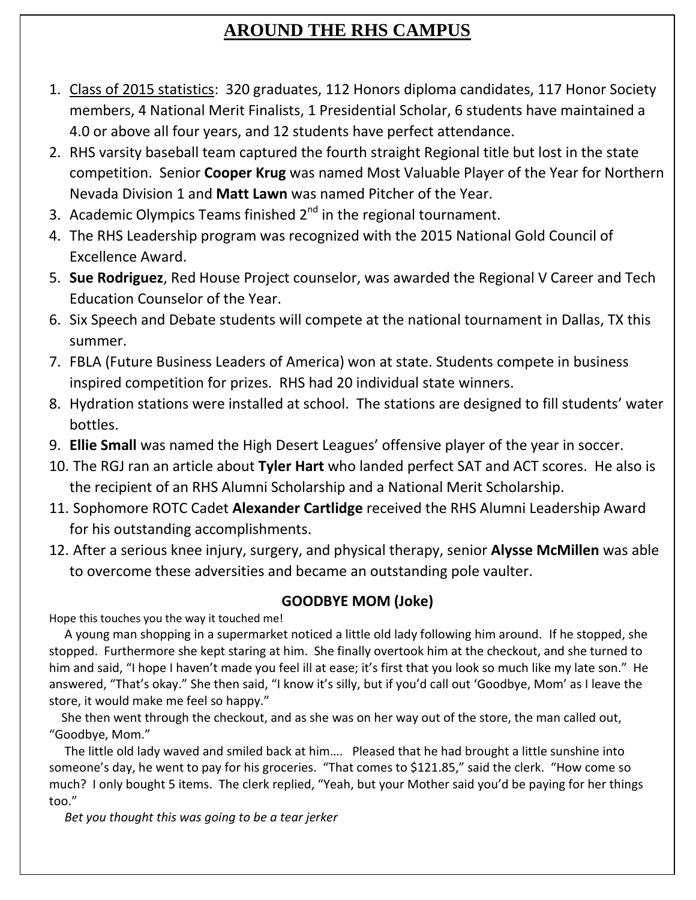# AROUND THE RHS CAMPUS

1. Class of 2015 statistics: 320 graduates, 112 Honors diploma candidates, 117 Honor Society members, 4 National Merit Finalists, 1 Presidential Scholar, 6 students have maintained a 4.0 or above all four years, and 12 students have perfect attendance.
2. RHS varsity baseball team captured the fourth straight Regional title but lost in the state competition. Senior **Cooper Krug** was named Most Valuable Player of the Year for Northern Nevada Division 1 and **Matt Lawn** was named Pitcher of the Year.
3. Academic Olympics Teams finished 2nd in the regional tournament.
4. The RHS Leadership program was recognized with the 2015 National Gold Council of Excellence Award.
5. **Sue Rodriguez**, Red House Project counselor, was awarded the Regional V Career and Tech Education Counselor of the Year.
6. Six Speech and Debate students will compete at the national tournament in Dallas, TX this summer.
7. FBLA (Future Business Leaders of America) won at state. Students compete in business inspired competition for prizes. RHS had 20 individual state winners.
8. Hydration stations were installed at school. The stations are designed to fill students' water bottles.
9. **Ellie Small** was named the High Desert Leagues' offensive player of the year in soccer.
10. The RGJ ran an article about **Tyler Hart** who landed perfect SAT and ACT scores. He also is the recipient of an RHS Alumni Scholarship and a National Merit Scholarship.
11. Sophomore ROTC Cadet **Alexander Cartlidge** received the RHS Alumni Leadership Award for his outstanding accomplishments.
12. After a serious knee injury, surgery, and physical therapy, senior **Alysse McMillen** was able to overcome these adversities and became an outstanding pole vaulter.

### GOODBYE MOM (Joke)

Hope this touches you the way it touched me!

A young man shopping in a supermarket noticed a little old lady following him around. If he stopped, she stopped. Furthermore she kept staring at him. She finally overtook him at the checkout, and she turned to him and said, "I hope I haven't made you feel ill at ease; it's first that you look so much like my late son." He answered, "That's okay." She then said, "I know it's silly, but if you'd call out 'Goodbye, Mom' as I leave the store, it would make me feel so happy."

She then went through the checkout, and as she was on her way out of the store, the man called out, "Goodbye, Mom."

The little old lady waved and smiled back at him…. Pleased that he had brought a little sunshine into someone's day, he went to pay for his groceries. "That comes to $121.85," said the clerk. "How come so much? I only bought 5 items. The clerk replied, "Yeah, but your Mother said you'd be paying for her things too."

*Bet you thought this was going to be a tear jerker*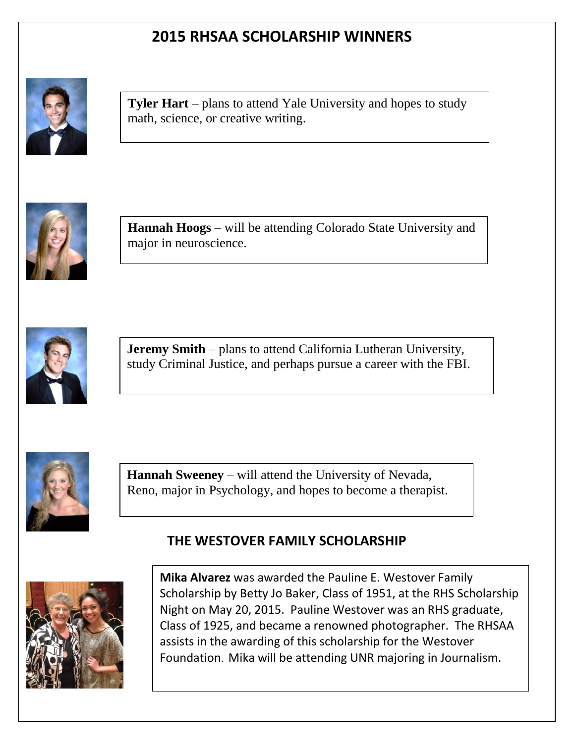# 2015 RHSAA SCHOLARSHIP WINNERS

**Tyler Hart** – plans to attend Yale University and hopes to study math, science, or creative writing.

**Hannah Hoogs** – will be attending Colorado State University and major in neuroscience.

**Jeremy Smith** – plans to attend California Lutheran University, study Criminal Justice, and perhaps pursue a career with the FBI.

**Hannah Sweeney** – will attend the University of Nevada, Reno, major in Psychology, and hopes to become a therapist.

## THE WESTOVER FAMILY SCHOLARSHIP

**Mika Alvarez** was awarded the Pauline E. Westover Family Scholarship by Betty Jo Baker, Class of 1951, at the RHS Scholarship Night on May 20, 2015. Pauline Westover was an RHS graduate, Class of 1925, and became a renowned photographer. The RHSAA assists in the awarding of this scholarship for the Westover Foundation. Mika will be attending UNR majoring in Journalism.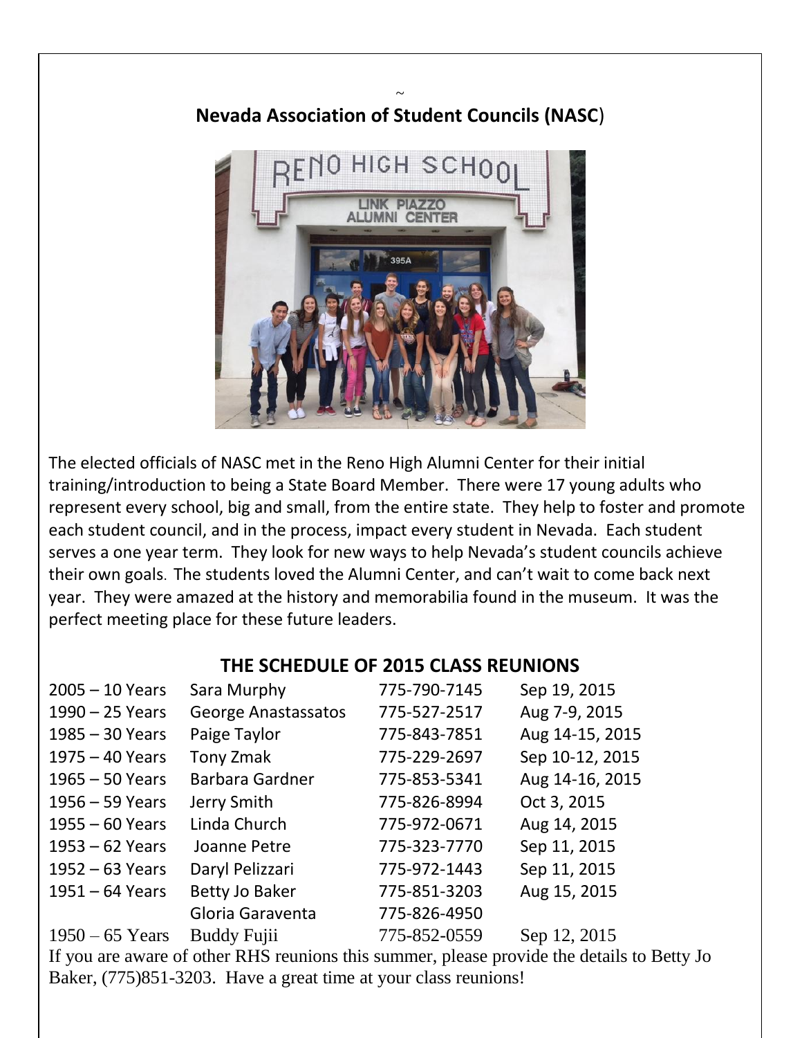~

## Nevada Association of Student Councils (NASC)

The elected officials of NASC met in the Reno High Alumni Center for their initial training/introduction to being a State Board Member. There were 17 young adults who represent every school, big and small, from the entire state. They help to foster and promote each student council, and in the process, impact every student in Nevada. Each student serves a one year term. They look for new ways to help Nevada's student councils achieve their own goals. The students loved the Alumni Center, and can't wait to come back next year. They were amazed at the history and memorabilia found in the museum. It was the perfect meeting place for these future leaders.

## THE SCHEDULE OF 2015 CLASS REUNIONS

| Class | Contact | Phone | Date |
|---|---|---|---|
| 2005 – 10 Years | Sara Murphy | 775-790-7145 | Sep 19, 2015 |
| 1990 – 25 Years | George Anastassatos | 775-527-2517 | Aug 7-9, 2015 |
| 1985 – 30 Years | Paige Taylor | 775-843-7851 | Aug 14-15, 2015 |
| 1975 – 40 Years | Tony Zmak | 775-229-2697 | Sep 10-12, 2015 |
| 1965 – 50 Years | Barbara Gardner | 775-853-5341 | Aug 14-16, 2015 |
| 1956 – 59 Years | Jerry Smith | 775-826-8994 | Oct 3, 2015 |
| 1955 – 60 Years | Linda Church | 775-972-0671 | Aug 14, 2015 |
| 1953 – 62 Years | Joanne Petre | 775-323-7770 | Sep 11, 2015 |
| 1952 – 63 Years | Daryl Pelizzari | 775-972-1443 | Sep 11, 2015 |
| 1951 – 64 Years | Betty Jo Baker | 775-851-3203 | Aug 15, 2015 |
| | Gloria Garaventa | 775-826-4950 | |
| 1950 – 65 Years | Buddy Fujii | 775-852-0559 | Sep 12, 2015 |

If you are aware of other RHS reunions this summer, please provide the details to Betty Jo Baker, (775)851-3203. Have a great time at your class reunions!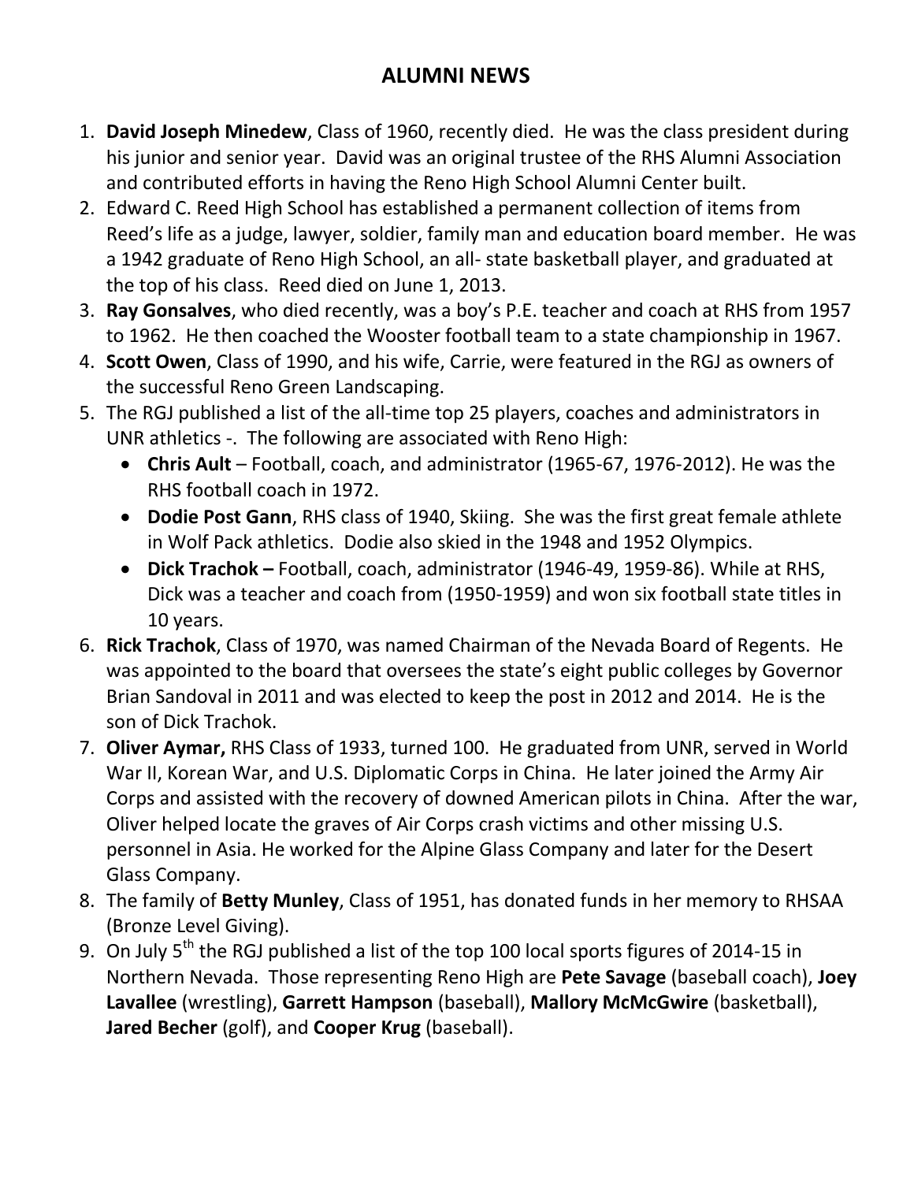# ALUMNI NEWS

1. **David Joseph Minedew**, Class of 1960, recently died. He was the class president during his junior and senior year. David was an original trustee of the RHS Alumni Association and contributed efforts in having the Reno High School Alumni Center built.
2. Edward C. Reed High School has established a permanent collection of items from Reed's life as a judge, lawyer, soldier, family man and education board member. He was a 1942 graduate of Reno High School, an all- state basketball player, and graduated at the top of his class. Reed died on June 1, 2013.
3. **Ray Gonsalves**, who died recently, was a boy's P.E. teacher and coach at RHS from 1957 to 1962. He then coached the Wooster football team to a state championship in 1967.
4. **Scott Owen**, Class of 1990, and his wife, Carrie, were featured in the RGJ as owners of the successful Reno Green Landscaping.
5. The RGJ published a list of the all-time top 25 players, coaches and administrators in UNR athletics -. The following are associated with Reno High:
   - **Chris Ault** – Football, coach, and administrator (1965-67, 1976-2012). He was the RHS football coach in 1972.
   - **Dodie Post Gann**, RHS class of 1940, Skiing. She was the first great female athlete in Wolf Pack athletics. Dodie also skied in the 1948 and 1952 Olympics.
   - **Dick Trachok –** Football, coach, administrator (1946-49, 1959-86). While at RHS, Dick was a teacher and coach from (1950-1959) and won six football state titles in 10 years.
6. **Rick Trachok**, Class of 1970, was named Chairman of the Nevada Board of Regents. He was appointed to the board that oversees the state's eight public colleges by Governor Brian Sandoval in 2011 and was elected to keep the post in 2012 and 2014. He is the son of Dick Trachok.
7. **Oliver Aymar,** RHS Class of 1933, turned 100. He graduated from UNR, served in World War II, Korean War, and U.S. Diplomatic Corps in China. He later joined the Army Air Corps and assisted with the recovery of downed American pilots in China. After the war, Oliver helped locate the graves of Air Corps crash victims and other missing U.S. personnel in Asia. He worked for the Alpine Glass Company and later for the Desert Glass Company.
8. The family of **Betty Munley**, Class of 1951, has donated funds in her memory to RHSAA (Bronze Level Giving).
9. On July 5th the RGJ published a list of the top 100 local sports figures of 2014-15 in Northern Nevada. Those representing Reno High are **Pete Savage** (baseball coach), **Joey Lavallee** (wrestling), **Garrett Hampson** (baseball), **Mallory McMcGwire** (basketball), **Jared Becher** (golf), and **Cooper Krug** (baseball).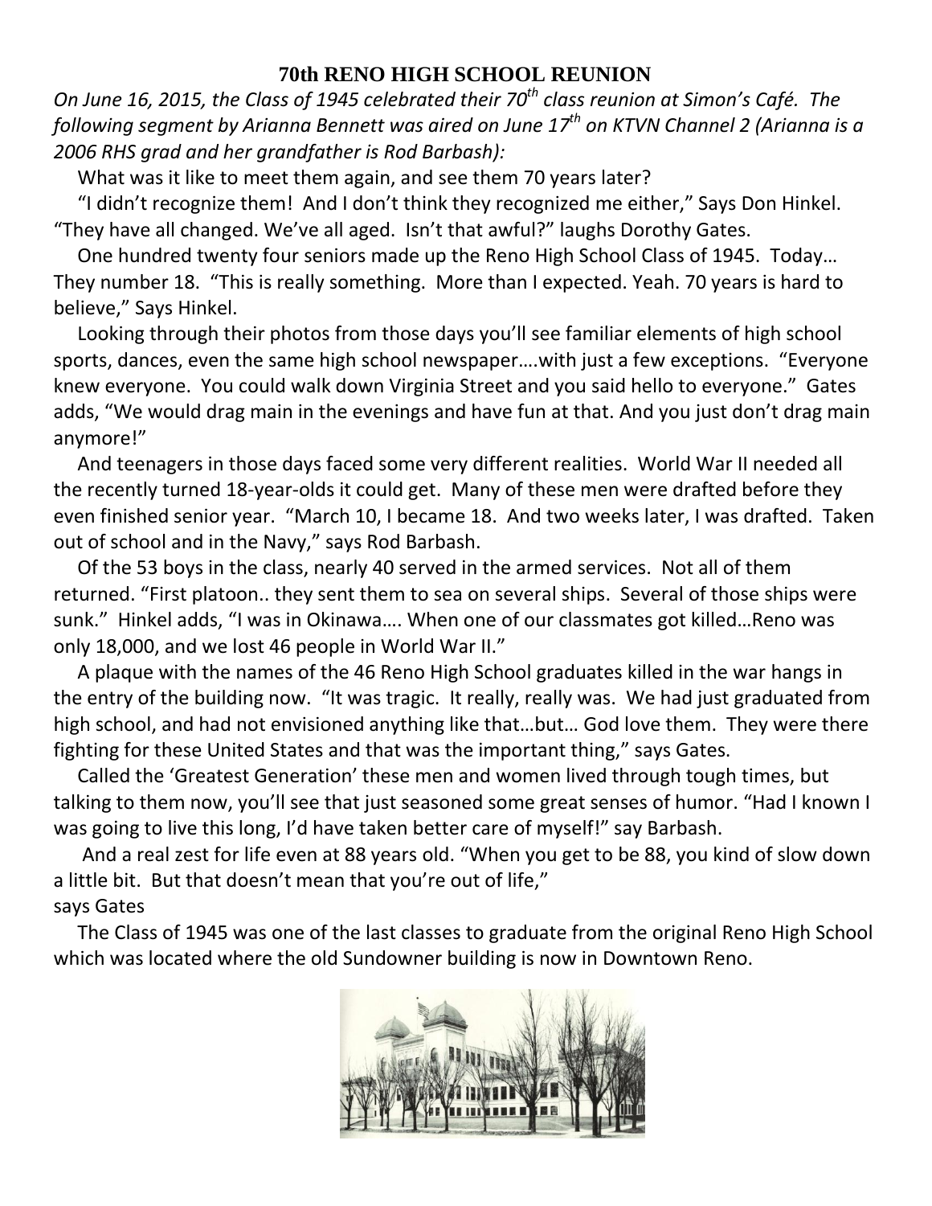## 70th RENO HIGH SCHOOL REUNION

*On June 16, 2015, the Class of 1945 celebrated their 70th class reunion at Simon's Café. The following segment by Arianna Bennett was aired on June 17th on KTVN Channel 2 (Arianna is a 2006 RHS grad and her grandfather is Rod Barbash):*

What was it like to meet them again, and see them 70 years later?

"I didn't recognize them! And I don't think they recognized me either," Says Don Hinkel. "They have all changed. We've all aged. Isn't that awful?" laughs Dorothy Gates.

One hundred twenty four seniors made up the Reno High School Class of 1945. Today… They number 18. "This is really something. More than I expected. Yeah. 70 years is hard to believe," Says Hinkel.

Looking through their photos from those days you'll see familiar elements of high school sports, dances, even the same high school newspaper….with just a few exceptions. "Everyone knew everyone. You could walk down Virginia Street and you said hello to everyone." Gates adds, "We would drag main in the evenings and have fun at that. And you just don't drag main anymore!"

And teenagers in those days faced some very different realities. World War II needed all the recently turned 18-year-olds it could get. Many of these men were drafted before they even finished senior year. "March 10, I became 18. And two weeks later, I was drafted. Taken out of school and in the Navy," says Rod Barbash.

Of the 53 boys in the class, nearly 40 served in the armed services. Not all of them returned. "First platoon.. they sent them to sea on several ships. Several of those ships were sunk." Hinkel adds, "I was in Okinawa…. When one of our classmates got killed…Reno was only 18,000, and we lost 46 people in World War II."

A plaque with the names of the 46 Reno High School graduates killed in the war hangs in the entry of the building now. "It was tragic. It really, really was. We had just graduated from high school, and had not envisioned anything like that…but… God love them. They were there fighting for these United States and that was the important thing," says Gates.

Called the 'Greatest Generation' these men and women lived through tough times, but talking to them now, you'll see that just seasoned some great senses of humor. "Had I known I was going to live this long, I'd have taken better care of myself!" say Barbash.

And a real zest for life even at 88 years old. "When you get to be 88, you kind of slow down a little bit. But that doesn't mean that you're out of life," says Gates

The Class of 1945 was one of the last classes to graduate from the original Reno High School which was located where the old Sundowner building is now in Downtown Reno.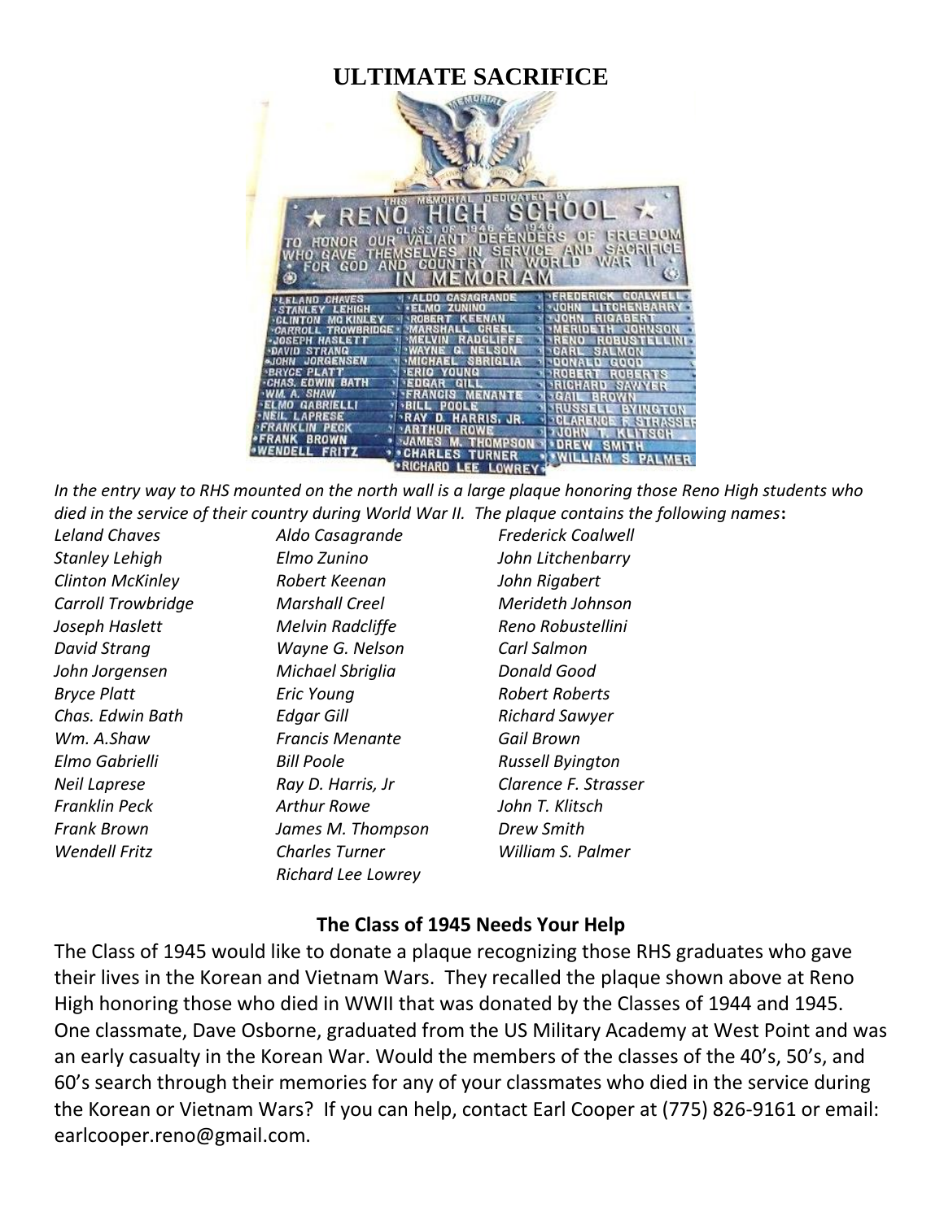# ULTIMATE SACRIFICE

*In the entry way to RHS mounted on the north wall is a large plaque honoring those Reno High students who died in the service of their country during World War II. The plaque contains the following names*:

| | | |
|---|---|---|
| *Leland Chaves* | *Aldo Casagrande* | *Frederick Coalwell* |
| *Stanley Lehigh* | *Elmo Zunino* | *John Litchenbarry* |
| *Clinton McKinley* | *Robert Keenan* | *John Rigabert* |
| *Carroll Trowbridge* | *Marshall Creel* | *Merideth Johnson* |
| *Joseph Haslett* | *Melvin Radcliffe* | *Reno Robustellini* |
| *David Strang* | *Wayne G. Nelson* | *Carl Salmon* |
| *John Jorgensen* | *Michael Sbriglia* | *Donald Good* |
| *Bryce Platt* | *Eric Young* | *Robert Roberts* |
| *Chas. Edwin Bath* | *Edgar Gill* | *Richard Sawyer* |
| *Wm. A.Shaw* | *Francis Menante* | *Gail Brown* |
| *Elmo Gabrielli* | *Bill Poole* | *Russell Byington* |
| *Neil Laprese* | *Ray D. Harris, Jr* | *Clarence F. Strasser* |
| *Franklin Peck* | *Arthur Rowe* | *John T. Klitsch* |
| *Frank Brown* | *James M. Thompson* | *Drew Smith* |
| *Wendell Fritz* | *Charles Turner* | *William S. Palmer* |
| | *Richard Lee Lowrey* | |

**The Class of 1945 Needs Your Help**

The Class of 1945 would like to donate a plaque recognizing those RHS graduates who gave their lives in the Korean and Vietnam Wars. They recalled the plaque shown above at Reno High honoring those who died in WWII that was donated by the Classes of 1944 and 1945. One classmate, Dave Osborne, graduated from the US Military Academy at West Point and was an early casualty in the Korean War. Would the members of the classes of the 40's, 50's, and 60's search through their memories for any of your classmates who died in the service during the Korean or Vietnam Wars? If you can help, contact Earl Cooper at (775) 826-9161 or email: earlcooper.reno@gmail.com.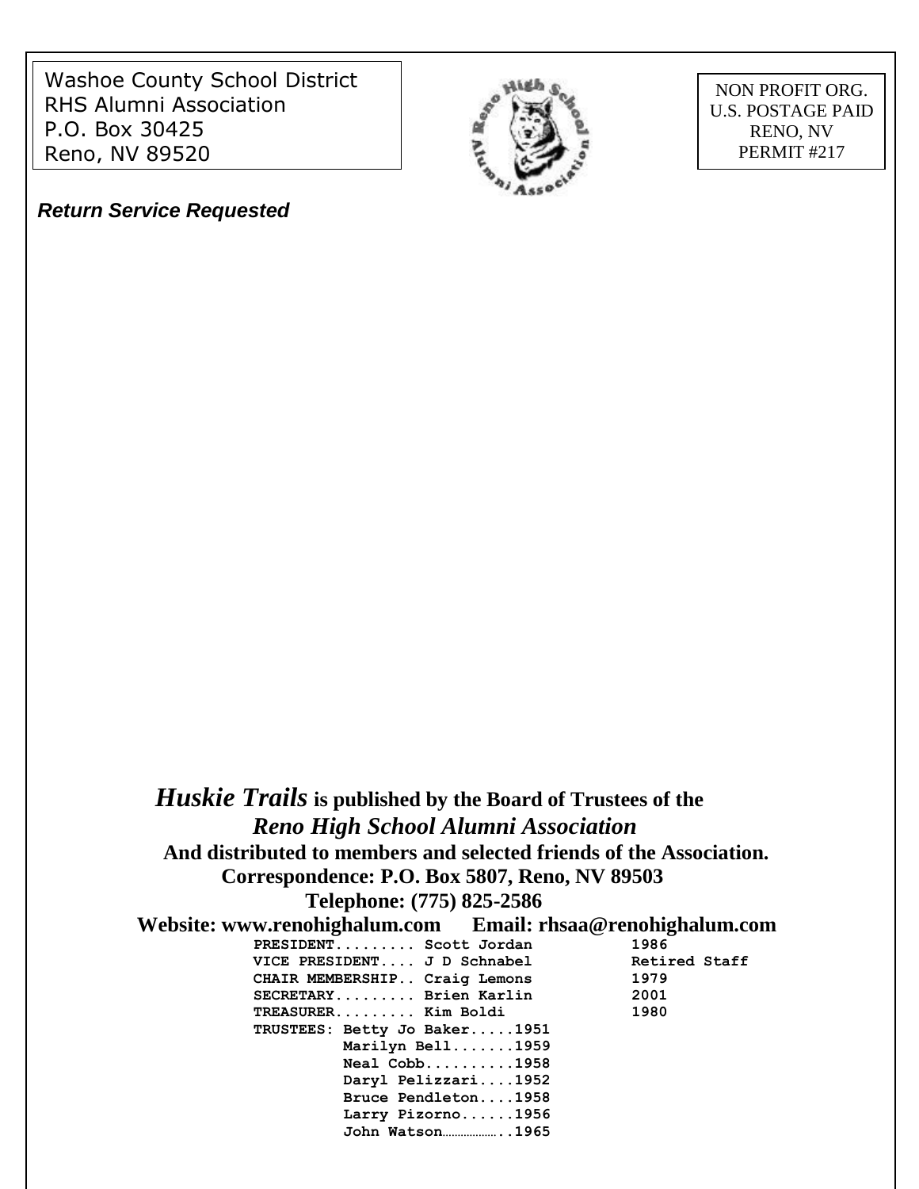Washoe County School District
RHS Alumni Association
P.O. Box 30425
Reno, NV 89520

NON PROFIT ORG.
U.S. POSTAGE PAID
RENO, NV
PERMIT #217

***Return Service Requested***

***Huskie Trails*** **is published by the Board of Trustees of the**

***Reno High School Alumni Association***

**And distributed to members and selected friends of the Association.**

**Correspondence: P.O. Box 5807, Reno, NV 89503**

**Telephone: (775) 825-2586**

**Website: www.renohighalum.com Email: rhsaa@renohighalum.com**

| | | |
|---|---|---|
| PRESIDENT | Scott Jordan | 1986 |
| VICE PRESIDENT | J D Schnabel | Retired Staff |
| CHAIR MEMBERSHIP | Craig Lemons | 1979 |
| SECRETARY | Brien Karlin | 2001 |
| TREASURER | Kim Boldi | 1980 |

TRUSTEES:
- Betty Jo Baker.....1951
- Marilyn Bell.......1959
- Neal Cobb..........1958
- Daryl Pelizzari....1952
- Bruce Pendleton....1958
- Larry Pizorno......1956
- John Watson........1965